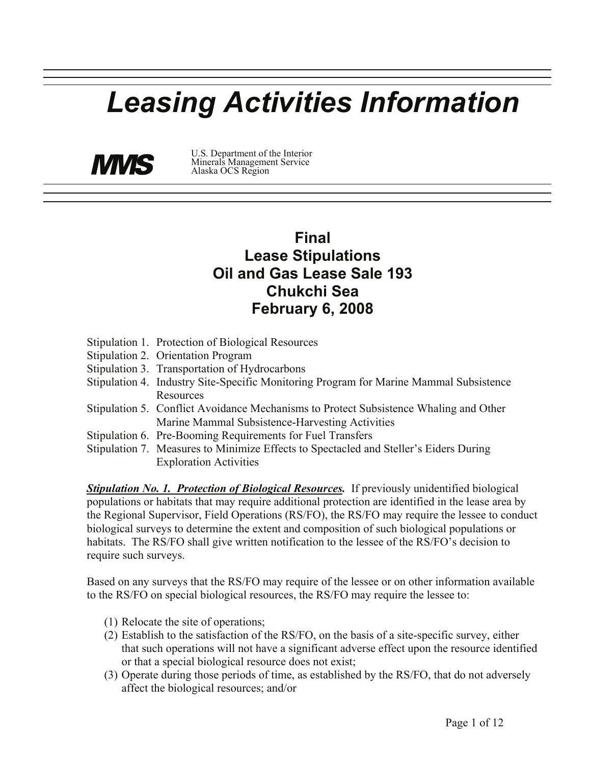# Leasing Activities Information

**MMS**

U.S. Department of the Interior
Minerals Management Service
Alaska OCS Region

## Final
## Lease Stipulations
## Oil and Gas Lease Sale 193
## Chukchi Sea
## February 6, 2008

Stipulation 1. Protection of Biological Resources
Stipulation 2. Orientation Program
Stipulation 3. Transportation of Hydrocarbons
Stipulation 4. Industry Site-Specific Monitoring Program for Marine Mammal Subsistence Resources
Stipulation 5. Conflict Avoidance Mechanisms to Protect Subsistence Whaling and Other Marine Mammal Subsistence-Harvesting Activities
Stipulation 6. Pre-Booming Requirements for Fuel Transfers
Stipulation 7. Measures to Minimize Effects to Spectacled and Steller's Eiders During Exploration Activities

***Stipulation No. 1. Protection of Biological Resources.*** If previously unidentified biological populations or habitats that may require additional protection are identified in the lease area by the Regional Supervisor, Field Operations (RS/FO), the RS/FO may require the lessee to conduct biological surveys to determine the extent and composition of such biological populations or habitats. The RS/FO shall give written notification to the lessee of the RS/FO's decision to require such surveys.

Based on any surveys that the RS/FO may require of the lessee or on other information available to the RS/FO on special biological resources, the RS/FO may require the lessee to:

(1) Relocate the site of operations;
(2) Establish to the satisfaction of the RS/FO, on the basis of a site-specific survey, either that such operations will not have a significant adverse effect upon the resource identified or that a special biological resource does not exist;
(3) Operate during those periods of time, as established by the RS/FO, that do not adversely affect the biological resources; and/or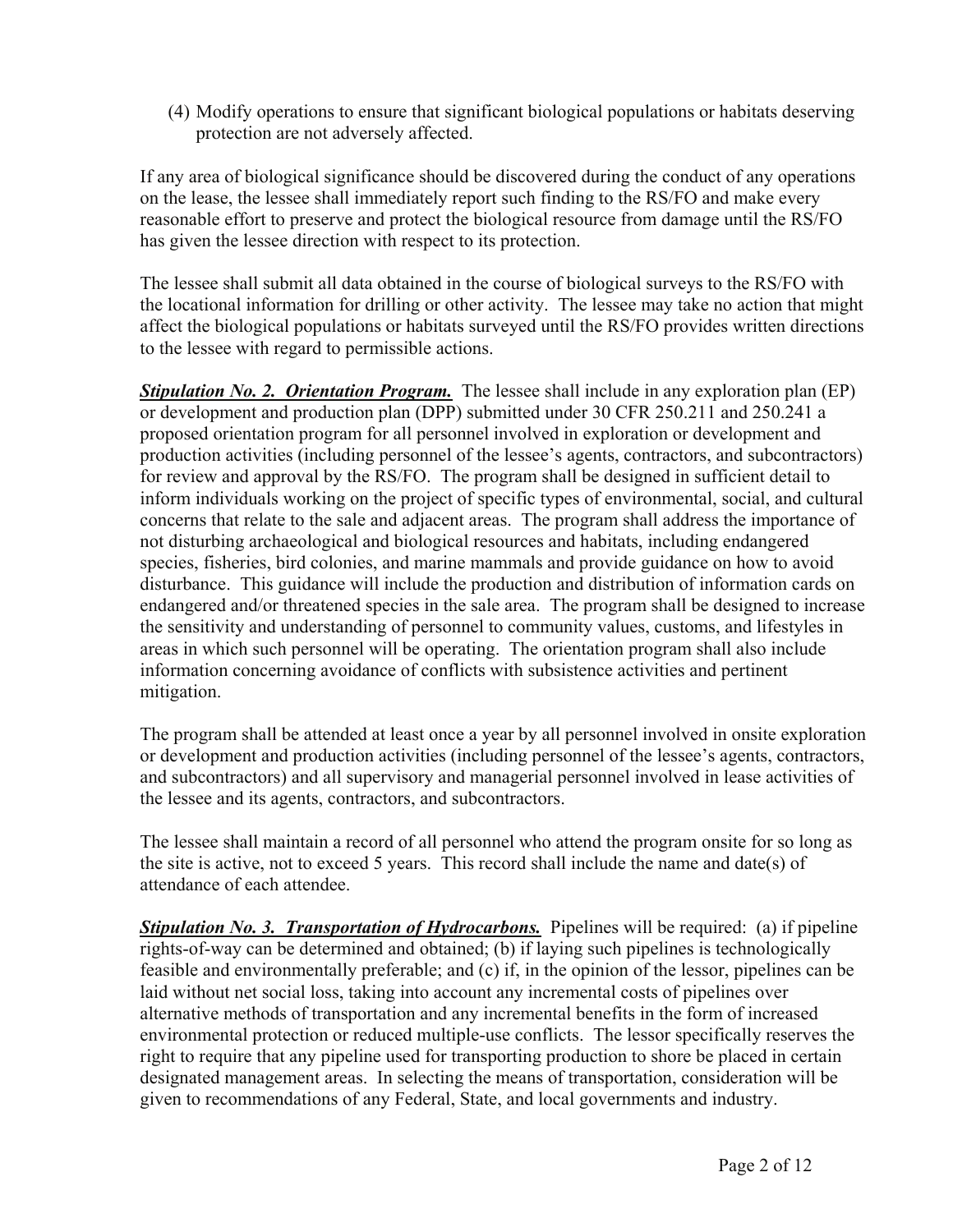(4) Modify operations to ensure that significant biological populations or habitats deserving protection are not adversely affected.

If any area of biological significance should be discovered during the conduct of any operations on the lease, the lessee shall immediately report such finding to the RS/FO and make every reasonable effort to preserve and protect the biological resource from damage until the RS/FO has given the lessee direction with respect to its protection.

The lessee shall submit all data obtained in the course of biological surveys to the RS/FO with the locational information for drilling or other activity. The lessee may take no action that might affect the biological populations or habitats surveyed until the RS/FO provides written directions to the lessee with regard to permissible actions.

***Stipulation No. 2. Orientation Program.*** The lessee shall include in any exploration plan (EP) or development and production plan (DPP) submitted under 30 CFR 250.211 and 250.241 a proposed orientation program for all personnel involved in exploration or development and production activities (including personnel of the lessee's agents, contractors, and subcontractors) for review and approval by the RS/FO. The program shall be designed in sufficient detail to inform individuals working on the project of specific types of environmental, social, and cultural concerns that relate to the sale and adjacent areas. The program shall address the importance of not disturbing archaeological and biological resources and habitats, including endangered species, fisheries, bird colonies, and marine mammals and provide guidance on how to avoid disturbance. This guidance will include the production and distribution of information cards on endangered and/or threatened species in the sale area. The program shall be designed to increase the sensitivity and understanding of personnel to community values, customs, and lifestyles in areas in which such personnel will be operating. The orientation program shall also include information concerning avoidance of conflicts with subsistence activities and pertinent mitigation.

The program shall be attended at least once a year by all personnel involved in onsite exploration or development and production activities (including personnel of the lessee's agents, contractors, and subcontractors) and all supervisory and managerial personnel involved in lease activities of the lessee and its agents, contractors, and subcontractors.

The lessee shall maintain a record of all personnel who attend the program onsite for so long as the site is active, not to exceed 5 years. This record shall include the name and date(s) of attendance of each attendee.

***Stipulation No. 3. Transportation of Hydrocarbons.*** Pipelines will be required: (a) if pipeline rights-of-way can be determined and obtained; (b) if laying such pipelines is technologically feasible and environmentally preferable; and (c) if, in the opinion of the lessor, pipelines can be laid without net social loss, taking into account any incremental costs of pipelines over alternative methods of transportation and any incremental benefits in the form of increased environmental protection or reduced multiple-use conflicts. The lessor specifically reserves the right to require that any pipeline used for transporting production to shore be placed in certain designated management areas. In selecting the means of transportation, consideration will be given to recommendations of any Federal, State, and local governments and industry.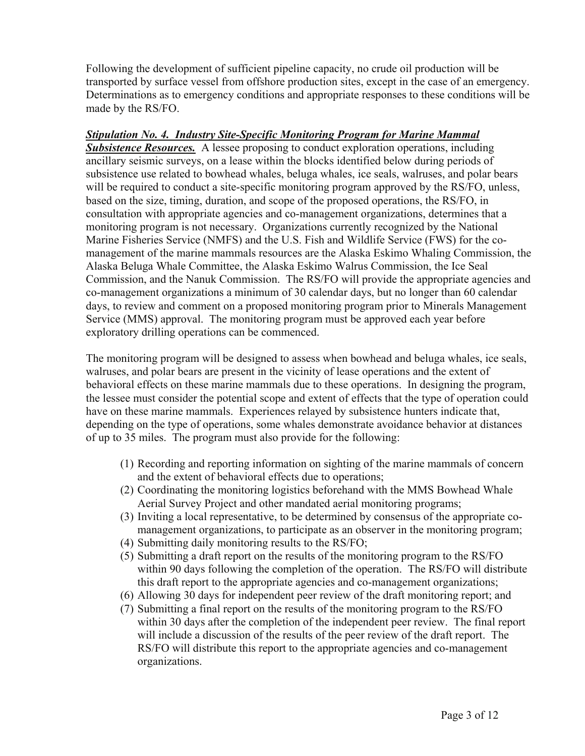Following the development of sufficient pipeline capacity, no crude oil production will be transported by surface vessel from offshore production sites, except in the case of an emergency. Determinations as to emergency conditions and appropriate responses to these conditions will be made by the RS/FO.

***Stipulation No. 4. Industry Site-Specific Monitoring Program for Marine Mammal Subsistence Resources.*** A lessee proposing to conduct exploration operations, including ancillary seismic surveys, on a lease within the blocks identified below during periods of subsistence use related to bowhead whales, beluga whales, ice seals, walruses, and polar bears will be required to conduct a site-specific monitoring program approved by the RS/FO, unless, based on the size, timing, duration, and scope of the proposed operations, the RS/FO, in consultation with appropriate agencies and co-management organizations, determines that a monitoring program is not necessary. Organizations currently recognized by the National Marine Fisheries Service (NMFS) and the U.S. Fish and Wildlife Service (FWS) for the co-management of the marine mammals resources are the Alaska Eskimo Whaling Commission, the Alaska Beluga Whale Committee, the Alaska Eskimo Walrus Commission, the Ice Seal Commission, and the Nanuk Commission. The RS/FO will provide the appropriate agencies and co-management organizations a minimum of 30 calendar days, but no longer than 60 calendar days, to review and comment on a proposed monitoring program prior to Minerals Management Service (MMS) approval. The monitoring program must be approved each year before exploratory drilling operations can be commenced.

The monitoring program will be designed to assess when bowhead and beluga whales, ice seals, walruses, and polar bears are present in the vicinity of lease operations and the extent of behavioral effects on these marine mammals due to these operations. In designing the program, the lessee must consider the potential scope and extent of effects that the type of operation could have on these marine mammals. Experiences relayed by subsistence hunters indicate that, depending on the type of operations, some whales demonstrate avoidance behavior at distances of up to 35 miles. The program must also provide for the following:

(1) Recording and reporting information on sighting of the marine mammals of concern and the extent of behavioral effects due to operations;
(2) Coordinating the monitoring logistics beforehand with the MMS Bowhead Whale Aerial Survey Project and other mandated aerial monitoring programs;
(3) Inviting a local representative, to be determined by consensus of the appropriate co-management organizations, to participate as an observer in the monitoring program;
(4) Submitting daily monitoring results to the RS/FO;
(5) Submitting a draft report on the results of the monitoring program to the RS/FO within 90 days following the completion of the operation. The RS/FO will distribute this draft report to the appropriate agencies and co-management organizations;
(6) Allowing 30 days for independent peer review of the draft monitoring report; and
(7) Submitting a final report on the results of the monitoring program to the RS/FO within 30 days after the completion of the independent peer review. The final report will include a discussion of the results of the peer review of the draft report. The RS/FO will distribute this report to the appropriate agencies and co-management organizations.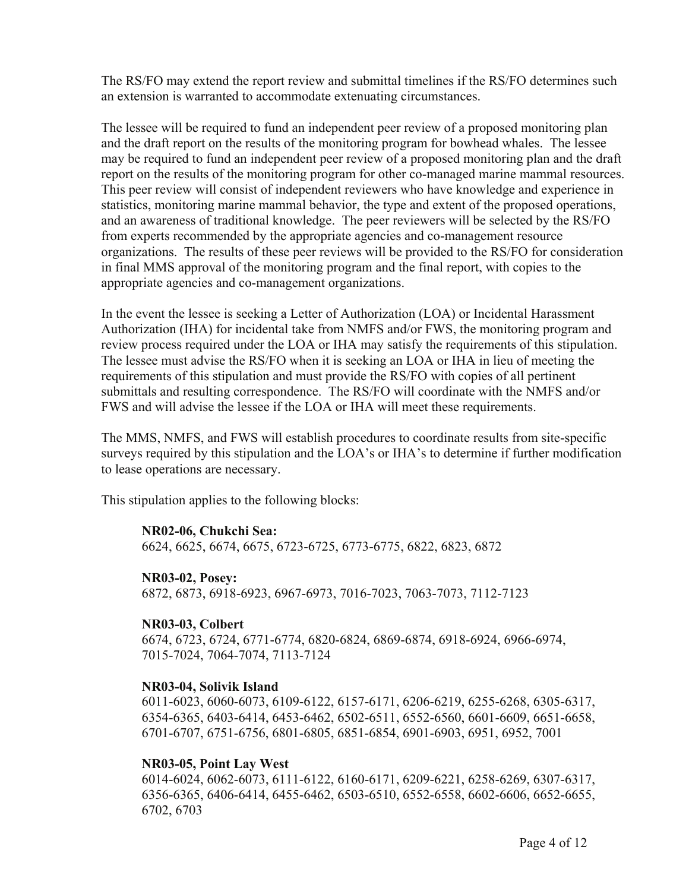The RS/FO may extend the report review and submittal timelines if the RS/FO determines such an extension is warranted to accommodate extenuating circumstances.

The lessee will be required to fund an independent peer review of a proposed monitoring plan and the draft report on the results of the monitoring program for bowhead whales. The lessee may be required to fund an independent peer review of a proposed monitoring plan and the draft report on the results of the monitoring program for other co-managed marine mammal resources. This peer review will consist of independent reviewers who have knowledge and experience in statistics, monitoring marine mammal behavior, the type and extent of the proposed operations, and an awareness of traditional knowledge. The peer reviewers will be selected by the RS/FO from experts recommended by the appropriate agencies and co-management resource organizations. The results of these peer reviews will be provided to the RS/FO for consideration in final MMS approval of the monitoring program and the final report, with copies to the appropriate agencies and co-management organizations.

In the event the lessee is seeking a Letter of Authorization (LOA) or Incidental Harassment Authorization (IHA) for incidental take from NMFS and/or FWS, the monitoring program and review process required under the LOA or IHA may satisfy the requirements of this stipulation. The lessee must advise the RS/FO when it is seeking an LOA or IHA in lieu of meeting the requirements of this stipulation and must provide the RS/FO with copies of all pertinent submittals and resulting correspondence. The RS/FO will coordinate with the NMFS and/or FWS and will advise the lessee if the LOA or IHA will meet these requirements.

The MMS, NMFS, and FWS will establish procedures to coordinate results from site-specific surveys required by this stipulation and the LOA's or IHA's to determine if further modification to lease operations are necessary.

This stipulation applies to the following blocks:

**NR02-06, Chukchi Sea:**
6624, 6625, 6674, 6675, 6723-6725, 6773-6775, 6822, 6823, 6872

**NR03-02, Posey:**
6872, 6873, 6918-6923, 6967-6973, 7016-7023, 7063-7073, 7112-7123

**NR03-03, Colbert**
6674, 6723, 6724, 6771-6774, 6820-6824, 6869-6874, 6918-6924, 6966-6974, 7015-7024, 7064-7074, 7113-7124

**NR03-04, Solivik Island**
6011-6023, 6060-6073, 6109-6122, 6157-6171, 6206-6219, 6255-6268, 6305-6317, 6354-6365, 6403-6414, 6453-6462, 6502-6511, 6552-6560, 6601-6609, 6651-6658, 6701-6707, 6751-6756, 6801-6805, 6851-6854, 6901-6903, 6951, 6952, 7001

**NR03-05, Point Lay West**
6014-6024, 6062-6073, 6111-6122, 6160-6171, 6209-6221, 6258-6269, 6307-6317, 6356-6365, 6406-6414, 6455-6462, 6503-6510, 6552-6558, 6602-6606, 6652-6655, 6702, 6703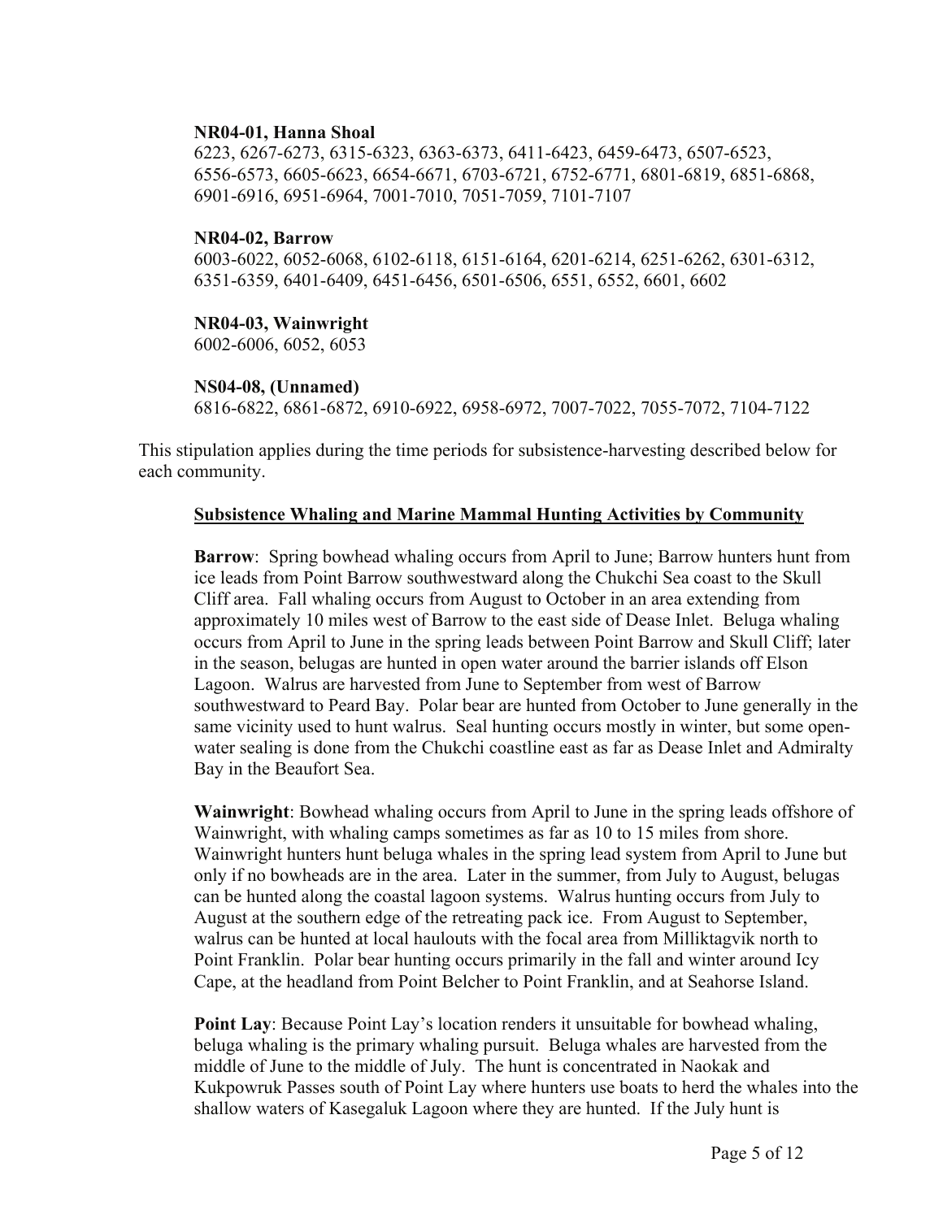**NR04-01, Hanna Shoal**
6223, 6267-6273, 6315-6323, 6363-6373, 6411-6423, 6459-6473, 6507-6523, 6556-6573, 6605-6623, 6654-6671, 6703-6721, 6752-6771, 6801-6819, 6851-6868, 6901-6916, 6951-6964, 7001-7010, 7051-7059, 7101-7107

**NR04-02, Barrow**
6003-6022, 6052-6068, 6102-6118, 6151-6164, 6201-6214, 6251-6262, 6301-6312, 6351-6359, 6401-6409, 6451-6456, 6501-6506, 6551, 6552, 6601, 6602

**NR04-03, Wainwright**
6002-6006, 6052, 6053

**NS04-08, (Unnamed)**
6816-6822, 6861-6872, 6910-6922, 6958-6972, 7007-7022, 7055-7072, 7104-7122

This stipulation applies during the time periods for subsistence-harvesting described below for each community.

**Subsistence Whaling and Marine Mammal Hunting Activities by Community**

**Barrow**: Spring bowhead whaling occurs from April to June; Barrow hunters hunt from ice leads from Point Barrow southwestward along the Chukchi Sea coast to the Skull Cliff area. Fall whaling occurs from August to October in an area extending from approximately 10 miles west of Barrow to the east side of Dease Inlet. Beluga whaling occurs from April to June in the spring leads between Point Barrow and Skull Cliff; later in the season, belugas are hunted in open water around the barrier islands off Elson Lagoon. Walrus are harvested from June to September from west of Barrow southwestward to Peard Bay. Polar bear are hunted from October to June generally in the same vicinity used to hunt walrus. Seal hunting occurs mostly in winter, but some open-water sealing is done from the Chukchi coastline east as far as Dease Inlet and Admiralty Bay in the Beaufort Sea.

**Wainwright**: Bowhead whaling occurs from April to June in the spring leads offshore of Wainwright, with whaling camps sometimes as far as 10 to 15 miles from shore. Wainwright hunters hunt beluga whales in the spring lead system from April to June but only if no bowheads are in the area. Later in the summer, from July to August, belugas can be hunted along the coastal lagoon systems. Walrus hunting occurs from July to August at the southern edge of the retreating pack ice. From August to September, walrus can be hunted at local haulouts with the focal area from Milliktagvik north to Point Franklin. Polar bear hunting occurs primarily in the fall and winter around Icy Cape, at the headland from Point Belcher to Point Franklin, and at Seahorse Island.

**Point Lay**: Because Point Lay's location renders it unsuitable for bowhead whaling, beluga whaling is the primary whaling pursuit. Beluga whales are harvested from the middle of June to the middle of July. The hunt is concentrated in Naokak and Kukpowruk Passes south of Point Lay where hunters use boats to herd the whales into the shallow waters of Kasegaluk Lagoon where they are hunted. If the July hunt is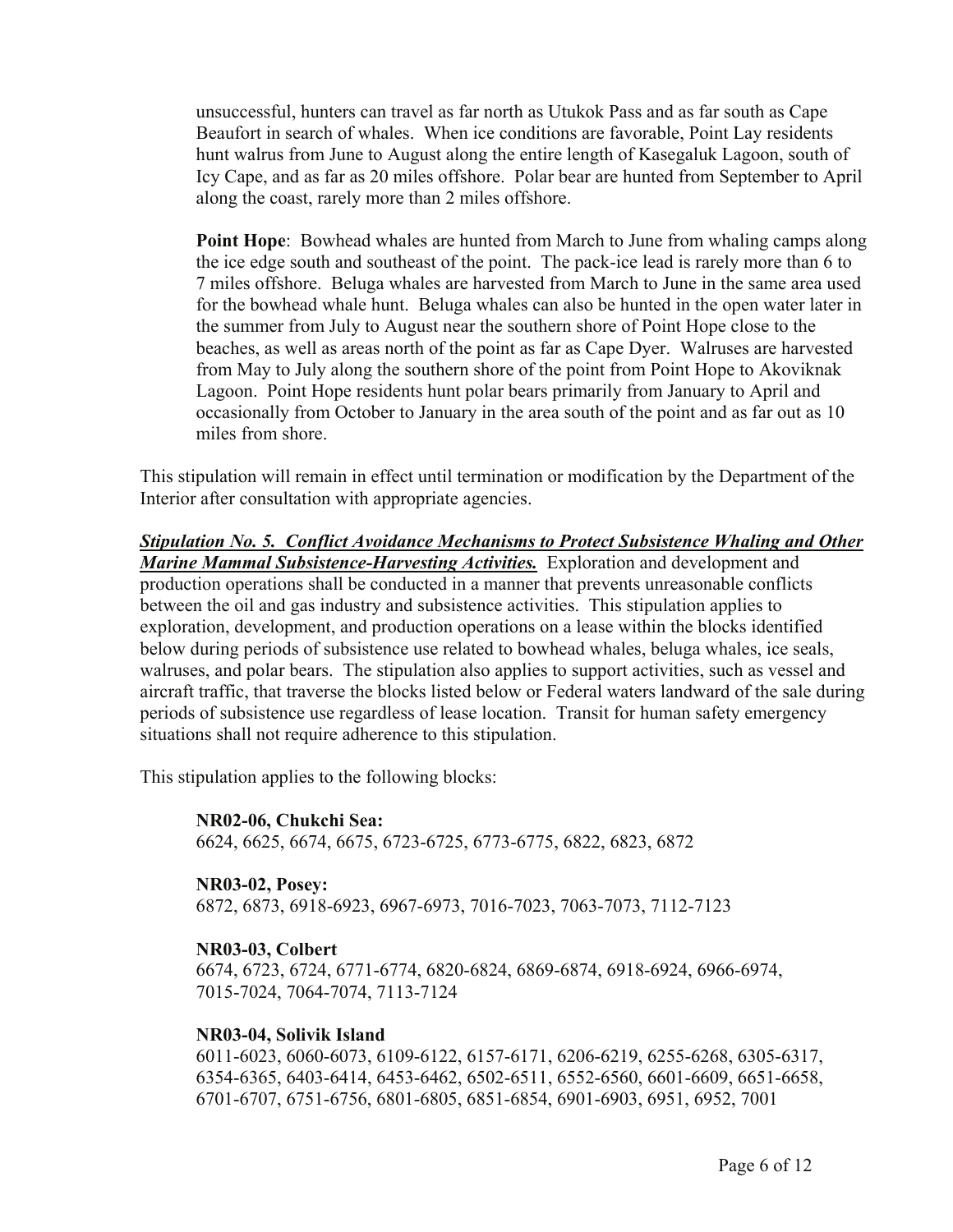unsuccessful, hunters can travel as far north as Utukok Pass and as far south as Cape Beaufort in search of whales. When ice conditions are favorable, Point Lay residents hunt walrus from June to August along the entire length of Kasegaluk Lagoon, south of Icy Cape, and as far as 20 miles offshore. Polar bear are hunted from September to April along the coast, rarely more than 2 miles offshore.

**Point Hope**: Bowhead whales are hunted from March to June from whaling camps along the ice edge south and southeast of the point. The pack-ice lead is rarely more than 6 to 7 miles offshore. Beluga whales are harvested from March to June in the same area used for the bowhead whale hunt. Beluga whales can also be hunted in the open water later in the summer from July to August near the southern shore of Point Hope close to the beaches, as well as areas north of the point as far as Cape Dyer. Walruses are harvested from May to July along the southern shore of the point from Point Hope to Akoviknak Lagoon. Point Hope residents hunt polar bears primarily from January to April and occasionally from October to January in the area south of the point and as far out as 10 miles from shore.

This stipulation will remain in effect until termination or modification by the Department of the Interior after consultation with appropriate agencies.

***Stipulation No. 5. Conflict Avoidance Mechanisms to Protect Subsistence Whaling and Other Marine Mammal Subsistence-Harvesting Activities.*** Exploration and development and production operations shall be conducted in a manner that prevents unreasonable conflicts between the oil and gas industry and subsistence activities. This stipulation applies to exploration, development, and production operations on a lease within the blocks identified below during periods of subsistence use related to bowhead whales, beluga whales, ice seals, walruses, and polar bears. The stipulation also applies to support activities, such as vessel and aircraft traffic, that traverse the blocks listed below or Federal waters landward of the sale during periods of subsistence use regardless of lease location. Transit for human safety emergency situations shall not require adherence to this stipulation.

This stipulation applies to the following blocks:

**NR02-06, Chukchi Sea:**
6624, 6625, 6674, 6675, 6723-6725, 6773-6775, 6822, 6823, 6872

**NR03-02, Posey:**
6872, 6873, 6918-6923, 6967-6973, 7016-7023, 7063-7073, 7112-7123

**NR03-03, Colbert**
6674, 6723, 6724, 6771-6774, 6820-6824, 6869-6874, 6918-6924, 6966-6974, 7015-7024, 7064-7074, 7113-7124

**NR03-04, Solivik Island**
6011-6023, 6060-6073, 6109-6122, 6157-6171, 6206-6219, 6255-6268, 6305-6317, 6354-6365, 6403-6414, 6453-6462, 6502-6511, 6552-6560, 6601-6609, 6651-6658, 6701-6707, 6751-6756, 6801-6805, 6851-6854, 6901-6903, 6951, 6952, 7001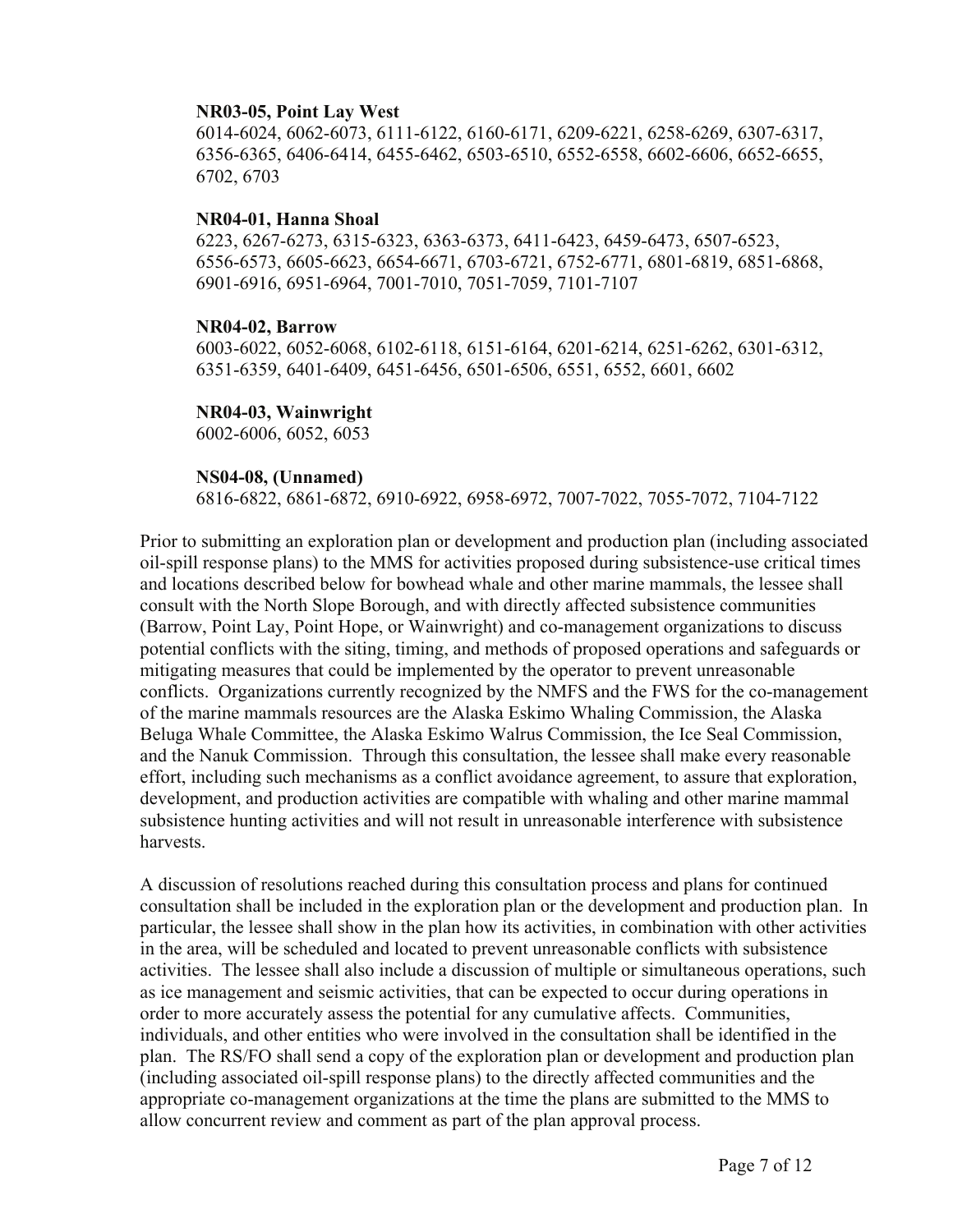**NR03-05, Point Lay West**
6014-6024, 6062-6073, 6111-6122, 6160-6171, 6209-6221, 6258-6269, 6307-6317, 6356-6365, 6406-6414, 6455-6462, 6503-6510, 6552-6558, 6602-6606, 6652-6655, 6702, 6703

**NR04-01, Hanna Shoal**
6223, 6267-6273, 6315-6323, 6363-6373, 6411-6423, 6459-6473, 6507-6523, 6556-6573, 6605-6623, 6654-6671, 6703-6721, 6752-6771, 6801-6819, 6851-6868, 6901-6916, 6951-6964, 7001-7010, 7051-7059, 7101-7107

**NR04-02, Barrow**
6003-6022, 6052-6068, 6102-6118, 6151-6164, 6201-6214, 6251-6262, 6301-6312, 6351-6359, 6401-6409, 6451-6456, 6501-6506, 6551, 6552, 6601, 6602

**NR04-03, Wainwright**
6002-6006, 6052, 6053

**NS04-08, (Unnamed)**
6816-6822, 6861-6872, 6910-6922, 6958-6972, 7007-7022, 7055-7072, 7104-7122

Prior to submitting an exploration plan or development and production plan (including associated oil-spill response plans) to the MMS for activities proposed during subsistence-use critical times and locations described below for bowhead whale and other marine mammals, the lessee shall consult with the North Slope Borough, and with directly affected subsistence communities (Barrow, Point Lay, Point Hope, or Wainwright) and co-management organizations to discuss potential conflicts with the siting, timing, and methods of proposed operations and safeguards or mitigating measures that could be implemented by the operator to prevent unreasonable conflicts. Organizations currently recognized by the NMFS and the FWS for the co-management of the marine mammals resources are the Alaska Eskimo Whaling Commission, the Alaska Beluga Whale Committee, the Alaska Eskimo Walrus Commission, the Ice Seal Commission, and the Nanuk Commission. Through this consultation, the lessee shall make every reasonable effort, including such mechanisms as a conflict avoidance agreement, to assure that exploration, development, and production activities are compatible with whaling and other marine mammal subsistence hunting activities and will not result in unreasonable interference with subsistence harvests.

A discussion of resolutions reached during this consultation process and plans for continued consultation shall be included in the exploration plan or the development and production plan. In particular, the lessee shall show in the plan how its activities, in combination with other activities in the area, will be scheduled and located to prevent unreasonable conflicts with subsistence activities. The lessee shall also include a discussion of multiple or simultaneous operations, such as ice management and seismic activities, that can be expected to occur during operations in order to more accurately assess the potential for any cumulative affects. Communities, individuals, and other entities who were involved in the consultation shall be identified in the plan. The RS/FO shall send a copy of the exploration plan or development and production plan (including associated oil-spill response plans) to the directly affected communities and the appropriate co-management organizations at the time the plans are submitted to the MMS to allow concurrent review and comment as part of the plan approval process.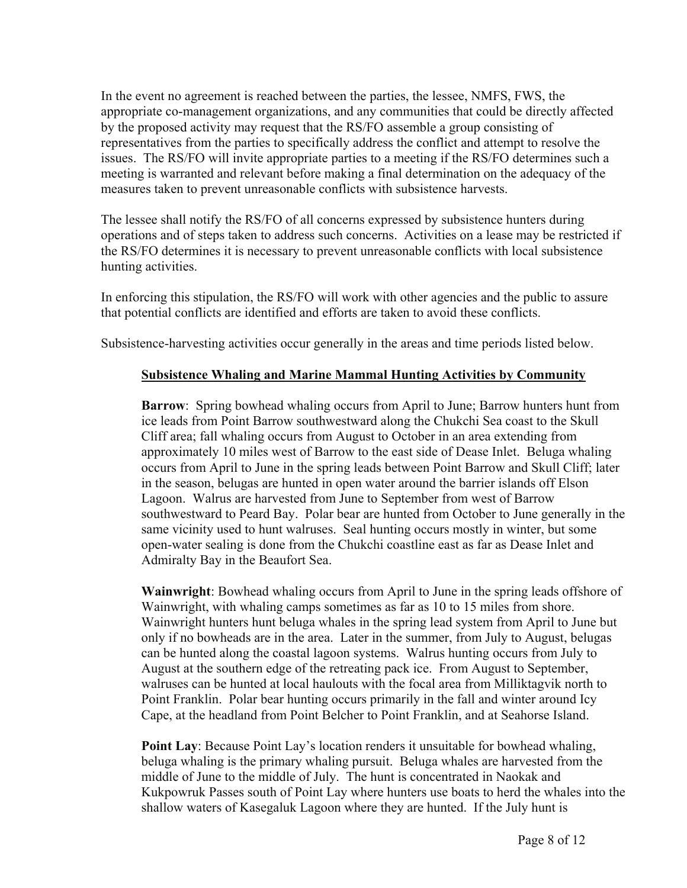In the event no agreement is reached between the parties, the lessee, NMFS, FWS, the appropriate co-management organizations, and any communities that could be directly affected by the proposed activity may request that the RS/FO assemble a group consisting of representatives from the parties to specifically address the conflict and attempt to resolve the issues. The RS/FO will invite appropriate parties to a meeting if the RS/FO determines such a meeting is warranted and relevant before making a final determination on the adequacy of the measures taken to prevent unreasonable conflicts with subsistence harvests.

The lessee shall notify the RS/FO of all concerns expressed by subsistence hunters during operations and of steps taken to address such concerns. Activities on a lease may be restricted if the RS/FO determines it is necessary to prevent unreasonable conflicts with local subsistence hunting activities.

In enforcing this stipulation, the RS/FO will work with other agencies and the public to assure that potential conflicts are identified and efforts are taken to avoid these conflicts.

Subsistence-harvesting activities occur generally in the areas and time periods listed below.

**<u>Subsistence Whaling and Marine Mammal Hunting Activities by Community</u>**

**Barrow**: Spring bowhead whaling occurs from April to June; Barrow hunters hunt from ice leads from Point Barrow southwestward along the Chukchi Sea coast to the Skull Cliff area; fall whaling occurs from August to October in an area extending from approximately 10 miles west of Barrow to the east side of Dease Inlet. Beluga whaling occurs from April to June in the spring leads between Point Barrow and Skull Cliff; later in the season, belugas are hunted in open water around the barrier islands off Elson Lagoon. Walrus are harvested from June to September from west of Barrow southwestward to Peard Bay. Polar bear are hunted from October to June generally in the same vicinity used to hunt walruses. Seal hunting occurs mostly in winter, but some open-water sealing is done from the Chukchi coastline east as far as Dease Inlet and Admiralty Bay in the Beaufort Sea.

**Wainwright**: Bowhead whaling occurs from April to June in the spring leads offshore of Wainwright, with whaling camps sometimes as far as 10 to 15 miles from shore. Wainwright hunters hunt beluga whales in the spring lead system from April to June but only if no bowheads are in the area. Later in the summer, from July to August, belugas can be hunted along the coastal lagoon systems. Walrus hunting occurs from July to August at the southern edge of the retreating pack ice. From August to September, walruses can be hunted at local haulouts with the focal area from Milliktagvik north to Point Franklin. Polar bear hunting occurs primarily in the fall and winter around Icy Cape, at the headland from Point Belcher to Point Franklin, and at Seahorse Island.

**Point Lay**: Because Point Lay's location renders it unsuitable for bowhead whaling, beluga whaling is the primary whaling pursuit. Beluga whales are harvested from the middle of June to the middle of July. The hunt is concentrated in Naokak and Kukpowruk Passes south of Point Lay where hunters use boats to herd the whales into the shallow waters of Kasegaluk Lagoon where they are hunted. If the July hunt is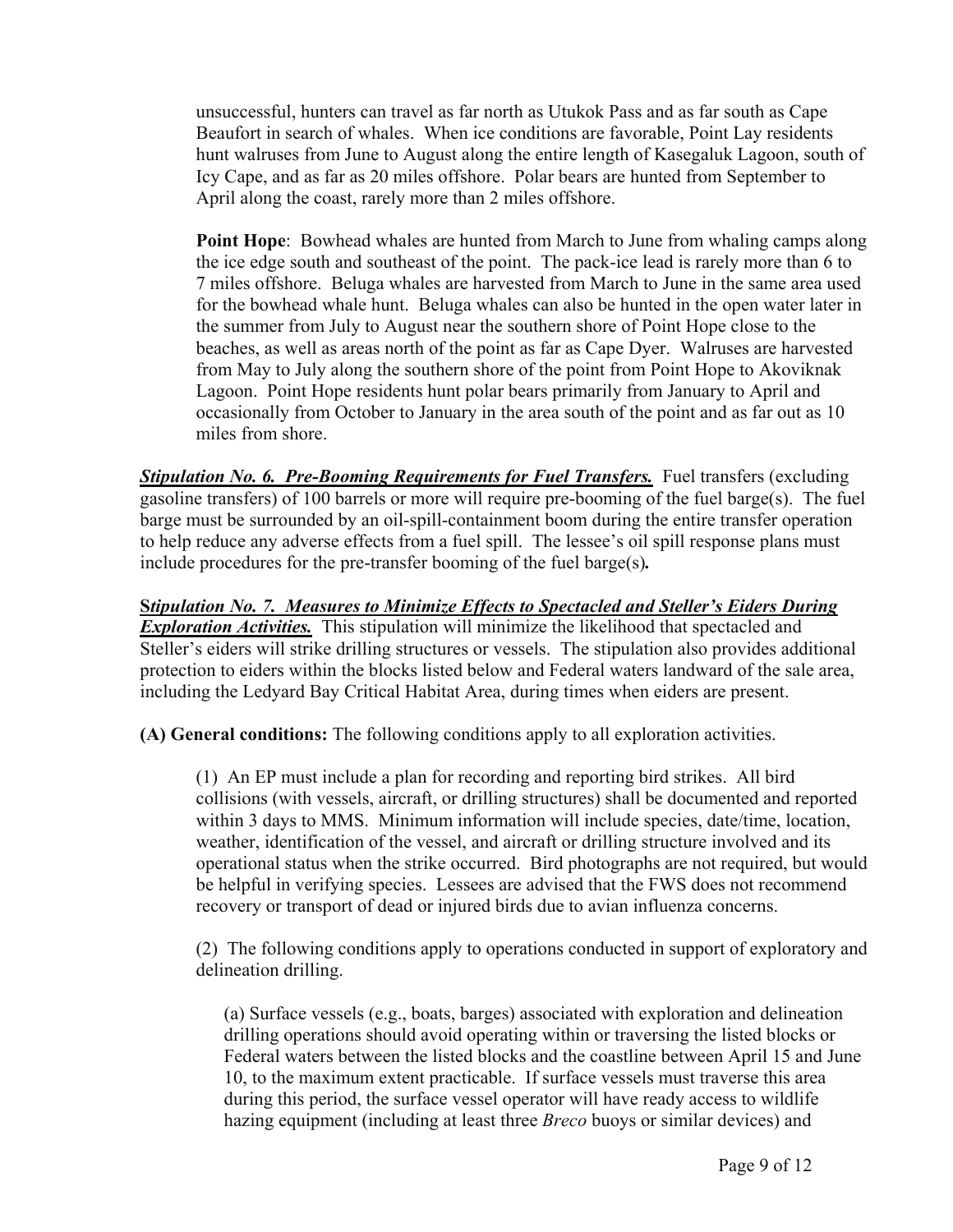unsuccessful, hunters can travel as far north as Utukok Pass and as far south as Cape Beaufort in search of whales. When ice conditions are favorable, Point Lay residents hunt walruses from June to August along the entire length of Kasegaluk Lagoon, south of Icy Cape, and as far as 20 miles offshore. Polar bears are hunted from September to April along the coast, rarely more than 2 miles offshore.

**Point Hope**: Bowhead whales are hunted from March to June from whaling camps along the ice edge south and southeast of the point. The pack-ice lead is rarely more than 6 to 7 miles offshore. Beluga whales are harvested from March to June in the same area used for the bowhead whale hunt. Beluga whales can also be hunted in the open water later in the summer from July to August near the southern shore of Point Hope close to the beaches, as well as areas north of the point as far as Cape Dyer. Walruses are harvested from May to July along the southern shore of the point from Point Hope to Akoviknak Lagoon. Point Hope residents hunt polar bears primarily from January to April and occasionally from October to January in the area south of the point and as far out as 10 miles from shore.

***Stipulation No. 6. Pre-Booming Requirements for Fuel Transfers.*** Fuel transfers (excluding gasoline transfers) of 100 barrels or more will require pre-booming of the fuel barge(s). The fuel barge must be surrounded by an oil-spill-containment boom during the entire transfer operation to help reduce any adverse effects from a fuel spill. The lessee's oil spill response plans must include procedures for the pre-transfer booming of the fuel barge(s)**.**

***Stipulation No. 7. Measures to Minimize Effects to Spectacled and Steller's Eiders During Exploration Activities.*** This stipulation will minimize the likelihood that spectacled and Steller's eiders will strike drilling structures or vessels. The stipulation also provides additional protection to eiders within the blocks listed below and Federal waters landward of the sale area, including the Ledyard Bay Critical Habitat Area, during times when eiders are present.

**(A) General conditions:** The following conditions apply to all exploration activities.

(1) An EP must include a plan for recording and reporting bird strikes. All bird collisions (with vessels, aircraft, or drilling structures) shall be documented and reported within 3 days to MMS. Minimum information will include species, date/time, location, weather, identification of the vessel, and aircraft or drilling structure involved and its operational status when the strike occurred. Bird photographs are not required, but would be helpful in verifying species. Lessees are advised that the FWS does not recommend recovery or transport of dead or injured birds due to avian influenza concerns.

(2) The following conditions apply to operations conducted in support of exploratory and delineation drilling.

(a) Surface vessels (e.g., boats, barges) associated with exploration and delineation drilling operations should avoid operating within or traversing the listed blocks or Federal waters between the listed blocks and the coastline between April 15 and June 10, to the maximum extent practicable. If surface vessels must traverse this area during this period, the surface vessel operator will have ready access to wildlife hazing equipment (including at least three *Breco* buoys or similar devices) and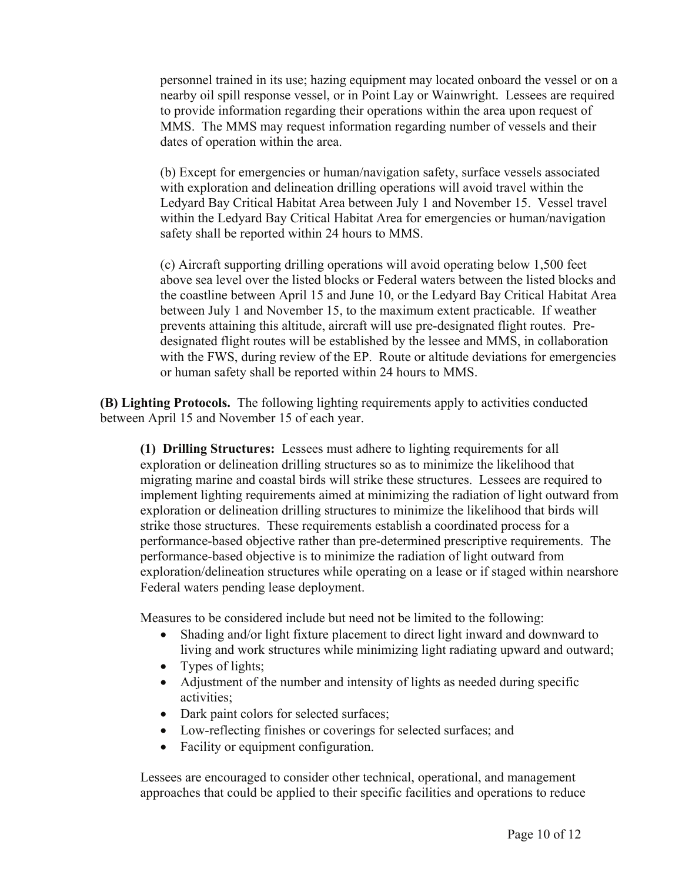personnel trained in its use; hazing equipment may located onboard the vessel or on a nearby oil spill response vessel, or in Point Lay or Wainwright. Lessees are required to provide information regarding their operations within the area upon request of MMS. The MMS may request information regarding number of vessels and their dates of operation within the area.

(b) Except for emergencies or human/navigation safety, surface vessels associated with exploration and delineation drilling operations will avoid travel within the Ledyard Bay Critical Habitat Area between July 1 and November 15. Vessel travel within the Ledyard Bay Critical Habitat Area for emergencies or human/navigation safety shall be reported within 24 hours to MMS.

(c) Aircraft supporting drilling operations will avoid operating below 1,500 feet above sea level over the listed blocks or Federal waters between the listed blocks and the coastline between April 15 and June 10, or the Ledyard Bay Critical Habitat Area between July 1 and November 15, to the maximum extent practicable. If weather prevents attaining this altitude, aircraft will use pre-designated flight routes. Pre-designated flight routes will be established by the lessee and MMS, in collaboration with the FWS, during review of the EP. Route or altitude deviations for emergencies or human safety shall be reported within 24 hours to MMS.

**(B) Lighting Protocols.** The following lighting requirements apply to activities conducted between April 15 and November 15 of each year.

**(1) Drilling Structures:** Lessees must adhere to lighting requirements for all exploration or delineation drilling structures so as to minimize the likelihood that migrating marine and coastal birds will strike these structures. Lessees are required to implement lighting requirements aimed at minimizing the radiation of light outward from exploration or delineation drilling structures to minimize the likelihood that birds will strike those structures. These requirements establish a coordinated process for a performance-based objective rather than pre-determined prescriptive requirements. The performance-based objective is to minimize the radiation of light outward from exploration/delineation structures while operating on a lease or if staged within nearshore Federal waters pending lease deployment.

Measures to be considered include but need not be limited to the following:

- Shading and/or light fixture placement to direct light inward and downward to living and work structures while minimizing light radiating upward and outward;
- Types of lights;
- Adjustment of the number and intensity of lights as needed during specific activities;
- Dark paint colors for selected surfaces;
- Low-reflecting finishes or coverings for selected surfaces; and
- Facility or equipment configuration.

Lessees are encouraged to consider other technical, operational, and management approaches that could be applied to their specific facilities and operations to reduce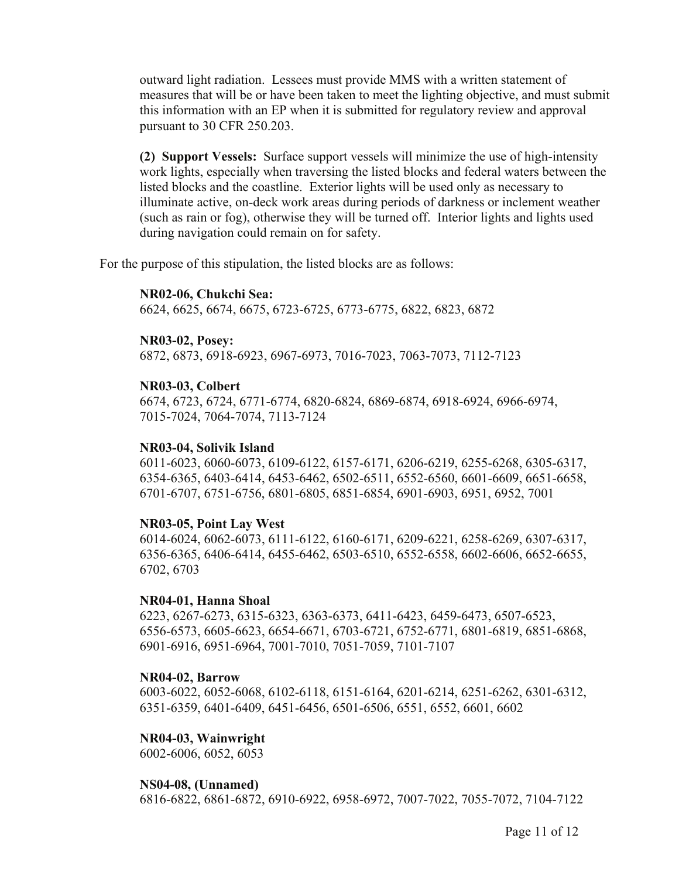outward light radiation. Lessees must provide MMS with a written statement of measures that will be or have been taken to meet the lighting objective, and must submit this information with an EP when it is submitted for regulatory review and approval pursuant to 30 CFR 250.203.

**(2) Support Vessels:** Surface support vessels will minimize the use of high-intensity work lights, especially when traversing the listed blocks and federal waters between the listed blocks and the coastline. Exterior lights will be used only as necessary to illuminate active, on-deck work areas during periods of darkness or inclement weather (such as rain or fog), otherwise they will be turned off. Interior lights and lights used during navigation could remain on for safety.

For the purpose of this stipulation, the listed blocks are as follows:

**NR02-06, Chukchi Sea:**
6624, 6625, 6674, 6675, 6723-6725, 6773-6775, 6822, 6823, 6872

**NR03-02, Posey:**
6872, 6873, 6918-6923, 6967-6973, 7016-7023, 7063-7073, 7112-7123

**NR03-03, Colbert**
6674, 6723, 6724, 6771-6774, 6820-6824, 6869-6874, 6918-6924, 6966-6974, 7015-7024, 7064-7074, 7113-7124

**NR03-04, Solivik Island**
6011-6023, 6060-6073, 6109-6122, 6157-6171, 6206-6219, 6255-6268, 6305-6317, 6354-6365, 6403-6414, 6453-6462, 6502-6511, 6552-6560, 6601-6609, 6651-6658, 6701-6707, 6751-6756, 6801-6805, 6851-6854, 6901-6903, 6951, 6952, 7001

**NR03-05, Point Lay West**
6014-6024, 6062-6073, 6111-6122, 6160-6171, 6209-6221, 6258-6269, 6307-6317, 6356-6365, 6406-6414, 6455-6462, 6503-6510, 6552-6558, 6602-6606, 6652-6655, 6702, 6703

**NR04-01, Hanna Shoal**
6223, 6267-6273, 6315-6323, 6363-6373, 6411-6423, 6459-6473, 6507-6523, 6556-6573, 6605-6623, 6654-6671, 6703-6721, 6752-6771, 6801-6819, 6851-6868, 6901-6916, 6951-6964, 7001-7010, 7051-7059, 7101-7107

**NR04-02, Barrow**
6003-6022, 6052-6068, 6102-6118, 6151-6164, 6201-6214, 6251-6262, 6301-6312, 6351-6359, 6401-6409, 6451-6456, 6501-6506, 6551, 6552, 6601, 6602

**NR04-03, Wainwright**
6002-6006, 6052, 6053

**NS04-08, (Unnamed)**
6816-6822, 6861-6872, 6910-6922, 6958-6972, 7007-7022, 7055-7072, 7104-7122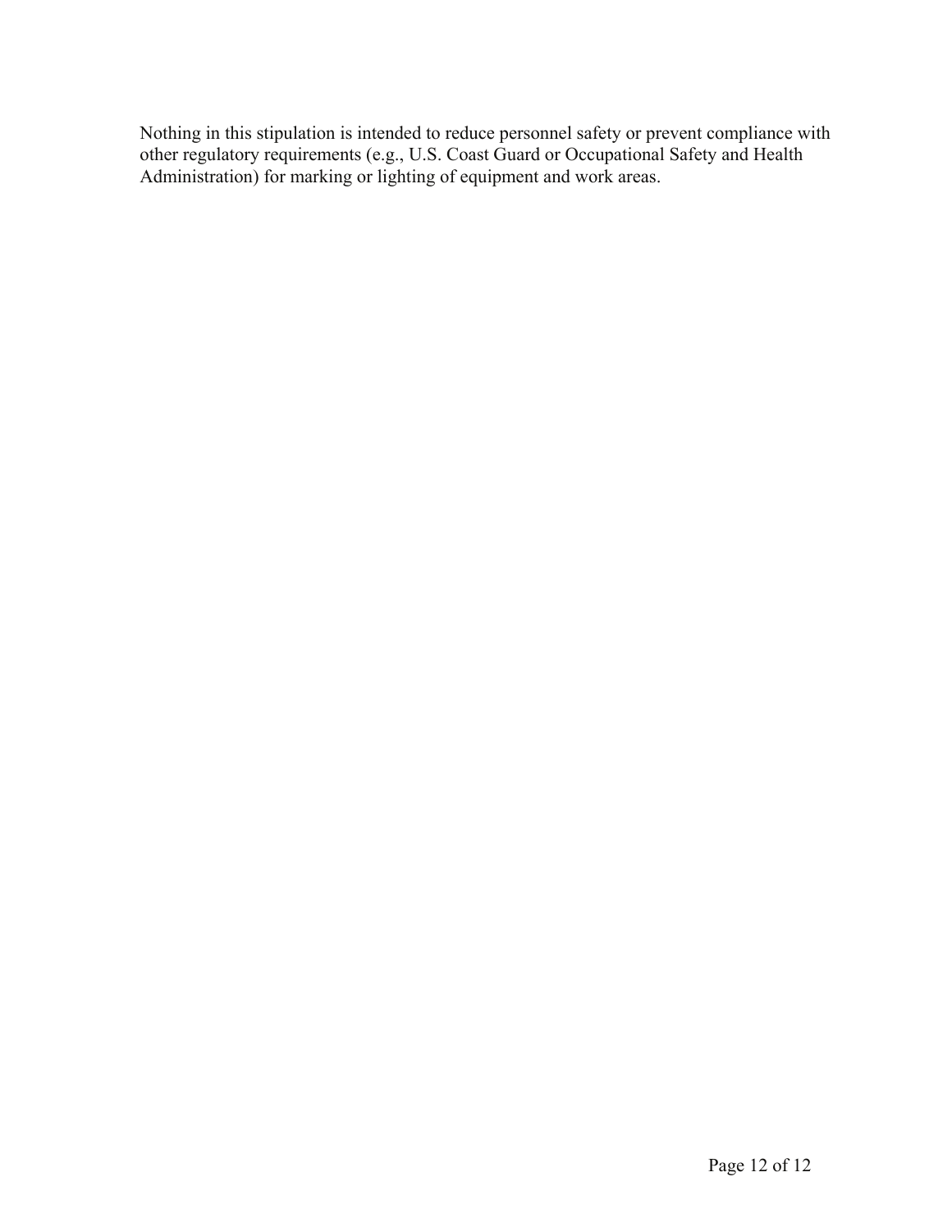Nothing in this stipulation is intended to reduce personnel safety or prevent compliance with other regulatory requirements (e.g., U.S. Coast Guard or Occupational Safety and Health Administration) for marking or lighting of equipment and work areas.